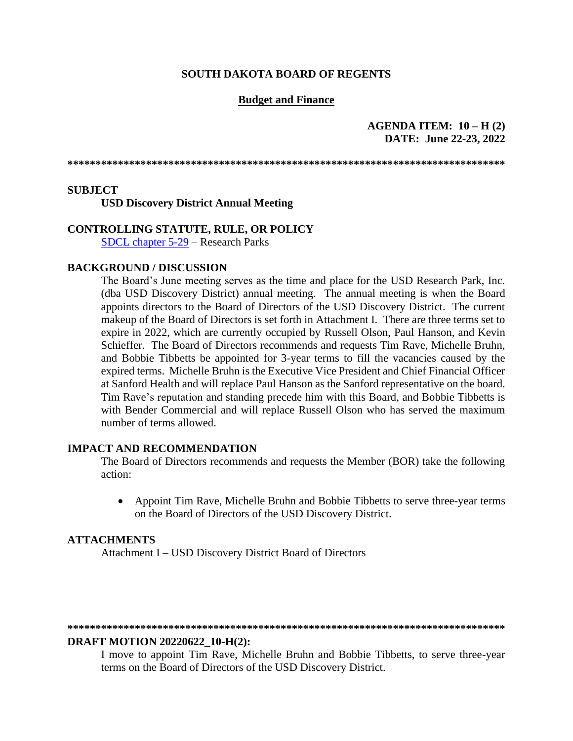**SOUTH DAKOTA BOARD OF REGENTS**

**Budget and Finance**

**AGENDA ITEM: 10 – H (2)**
**DATE: June 22-23, 2022**

*******************************************************************************

**SUBJECT**

**USD Discovery District Annual Meeting**

**CONTROLLING STATUTE, RULE, OR POLICY**

SDCL chapter 5-29 – Research Parks

**BACKGROUND / DISCUSSION**

The Board's June meeting serves as the time and place for the USD Research Park, Inc. (dba USD Discovery District) annual meeting. The annual meeting is when the Board appoints directors to the Board of Directors of the USD Discovery District. The current makeup of the Board of Directors is set forth in Attachment I. There are three terms set to expire in 2022, which are currently occupied by Russell Olson, Paul Hanson, and Kevin Schieffer. The Board of Directors recommends and requests Tim Rave, Michelle Bruhn, and Bobbie Tibbetts be appointed for 3-year terms to fill the vacancies caused by the expired terms. Michelle Bruhn is the Executive Vice President and Chief Financial Officer at Sanford Health and will replace Paul Hanson as the Sanford representative on the board. Tim Rave's reputation and standing precede him with this Board, and Bobbie Tibbetts is with Bender Commercial and will replace Russell Olson who has served the maximum number of terms allowed.

**IMPACT AND RECOMMENDATION**

The Board of Directors recommends and requests the Member (BOR) take the following action:

- Appoint Tim Rave, Michelle Bruhn and Bobbie Tibbetts to serve three-year terms on the Board of Directors of the USD Discovery District.

**ATTACHMENTS**

Attachment I – USD Discovery District Board of Directors

*******************************************************************************

**DRAFT MOTION 20220622_10-H(2):**

I move to appoint Tim Rave, Michelle Bruhn and Bobbie Tibbetts, to serve three-year terms on the Board of Directors of the USD Discovery District.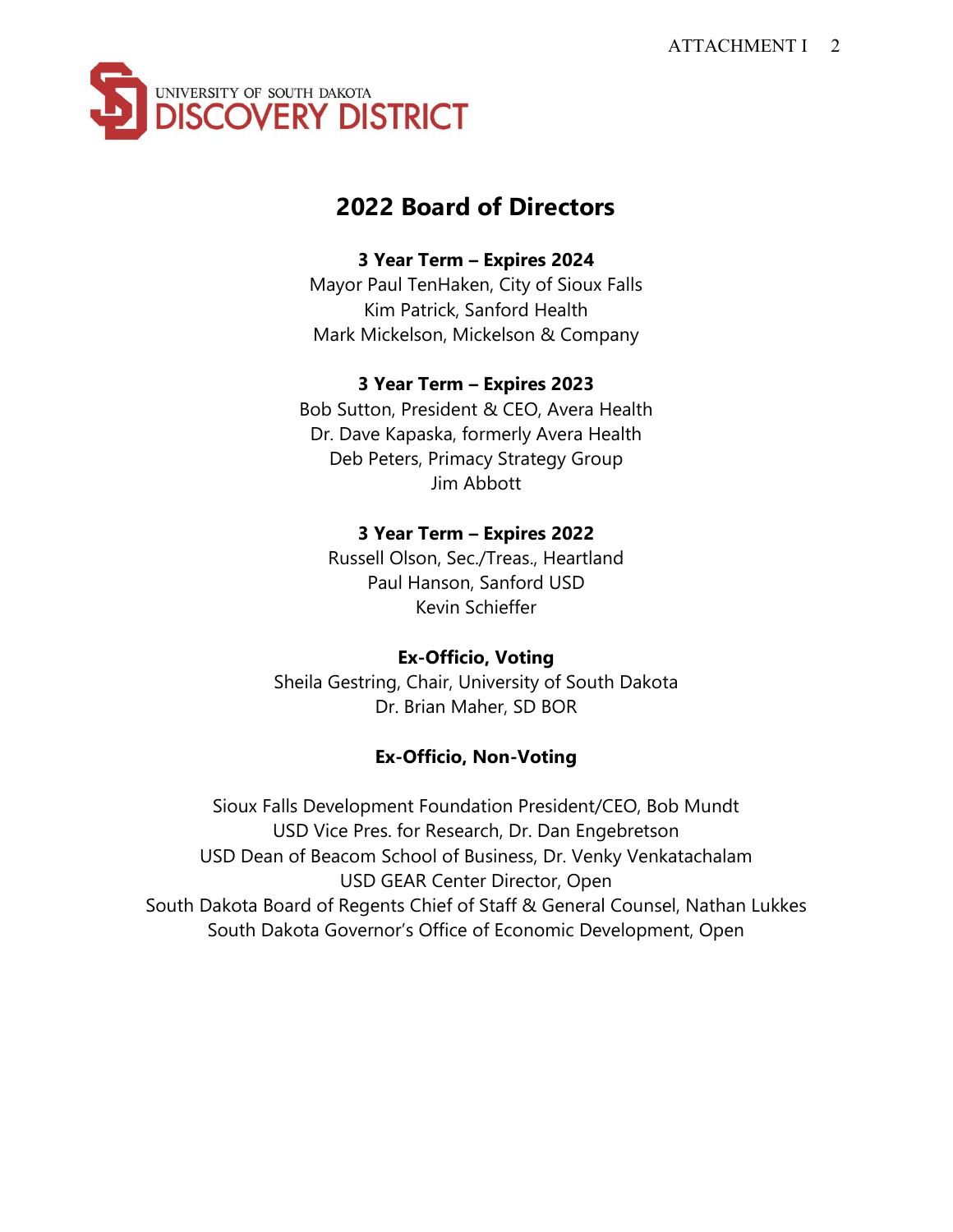UNIVERSITY OF SOUTH DAKOTA
DISCOVERY DISTRICT

# 2022 Board of Directors

**3 Year Term – Expires 2024**
Mayor Paul TenHaken, City of Sioux Falls
Kim Patrick, Sanford Health
Mark Mickelson, Mickelson & Company

**3 Year Term – Expires 2023**
Bob Sutton, President & CEO, Avera Health
Dr. Dave Kapaska, formerly Avera Health
Deb Peters, Primacy Strategy Group
Jim Abbott

**3 Year Term – Expires 2022**
Russell Olson, Sec./Treas., Heartland
Paul Hanson, Sanford USD
Kevin Schieffer

**Ex-Officio, Voting**
Sheila Gestring, Chair, University of South Dakota
Dr. Brian Maher, SD BOR

**Ex-Officio, Non-Voting**

Sioux Falls Development Foundation President/CEO, Bob Mundt
USD Vice Pres. for Research, Dr. Dan Engebretson
USD Dean of Beacom School of Business, Dr. Venky Venkatachalam
USD GEAR Center Director, Open
South Dakota Board of Regents Chief of Staff & General Counsel, Nathan Lukkes
South Dakota Governor's Office of Economic Development, Open